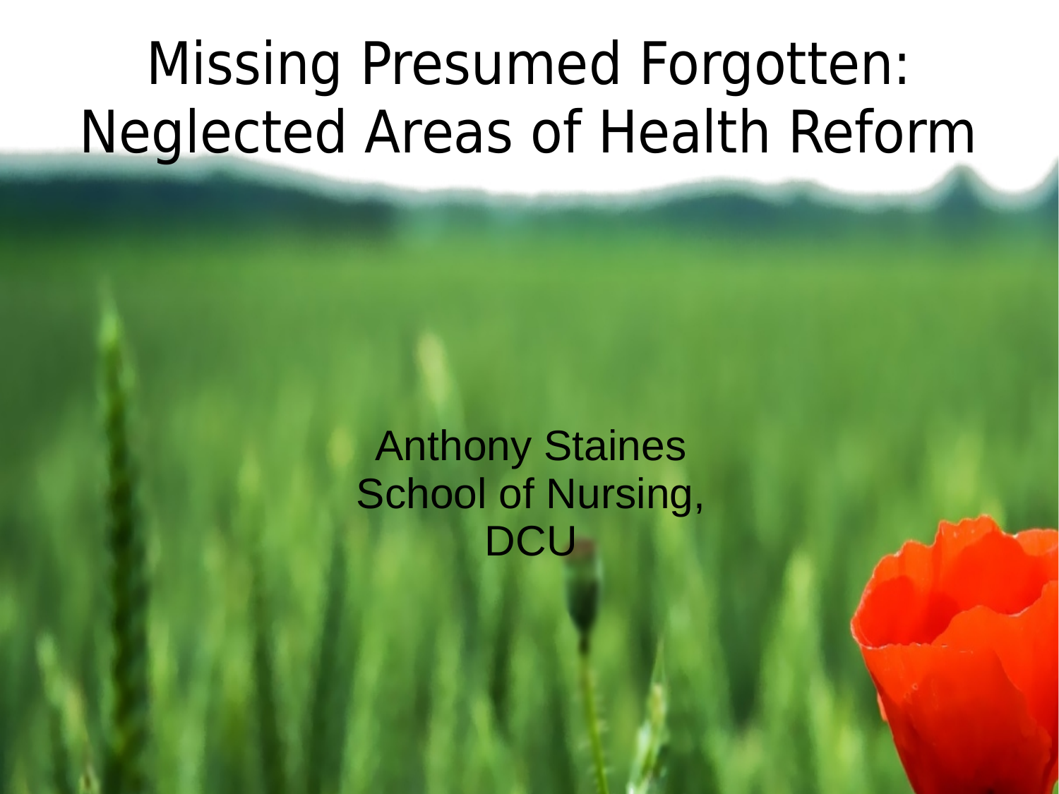# Missing Presumed Forgotten: Neglected Areas of Health Reform

Anthony Staines
School of Nursing,
DCU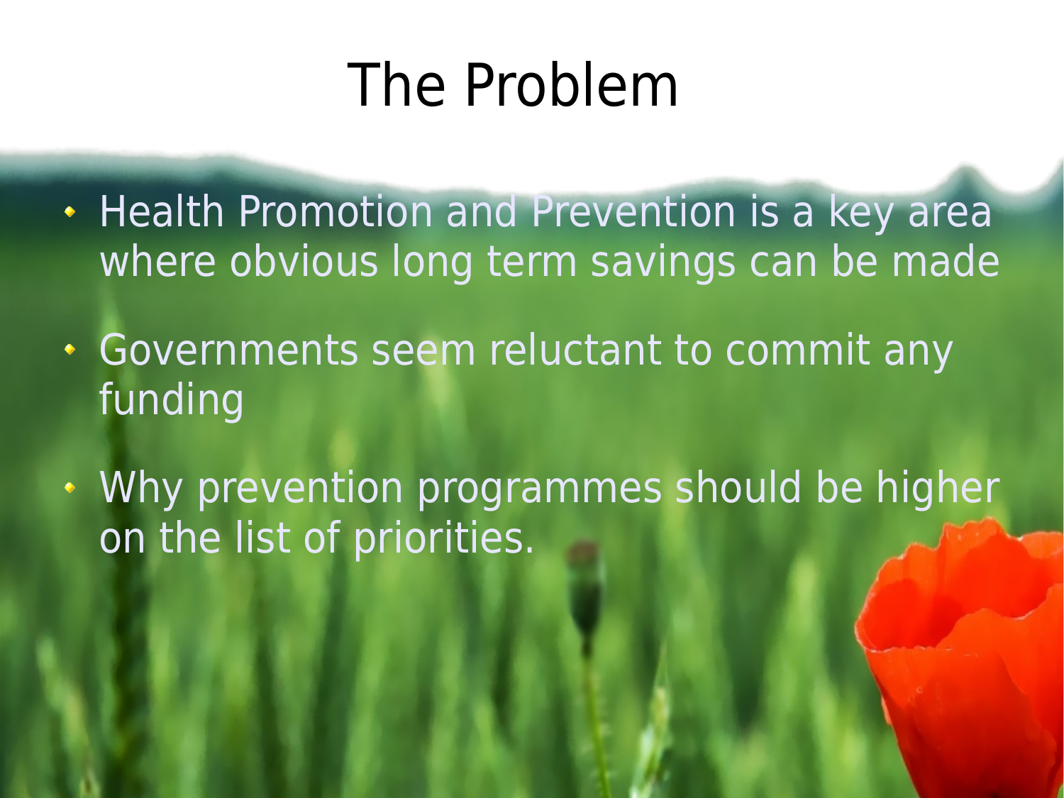# The Problem

- Health Promotion and Prevention is a key area where obvious long term savings can be made
- Governments seem reluctant to commit any funding
- Why prevention programmes should be higher on the list of priorities.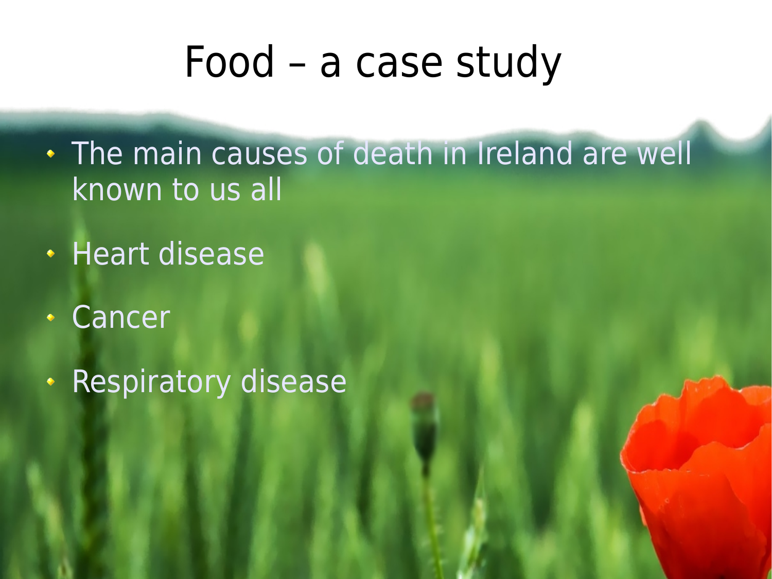# Food – a case study

- The main causes of death in Ireland are well known to us all
- Heart disease
- Cancer
- Respiratory disease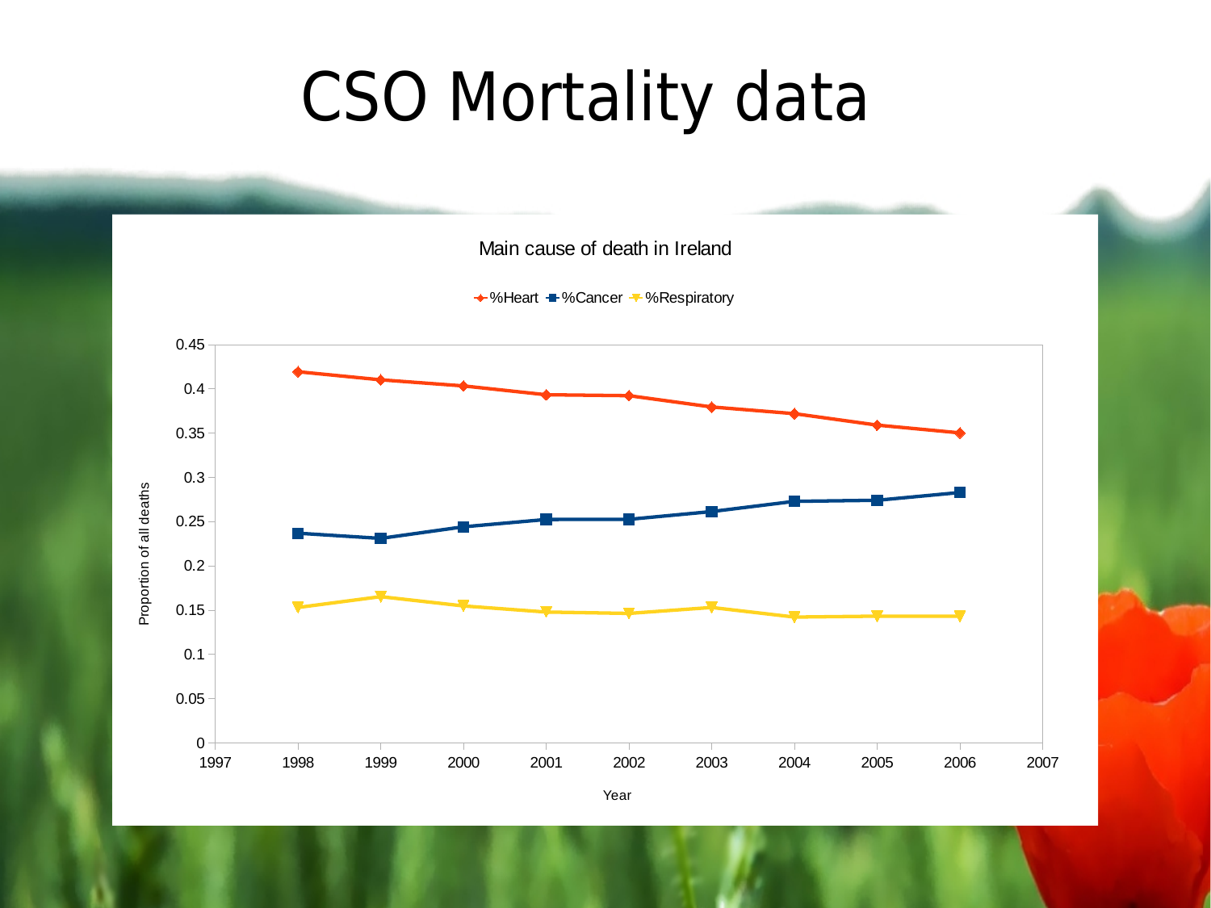# CSO Mortality data

Main cause of death in Ireland

%Heart %Cancer %Respiratory

Proportion of all deaths

0.45
0.4
0.35
0.3
0.25
0.2
0.15
0.1
0.05
0

1997 1998 1999 2000 2001 2002 2003 2004 2005 2006 2007

Year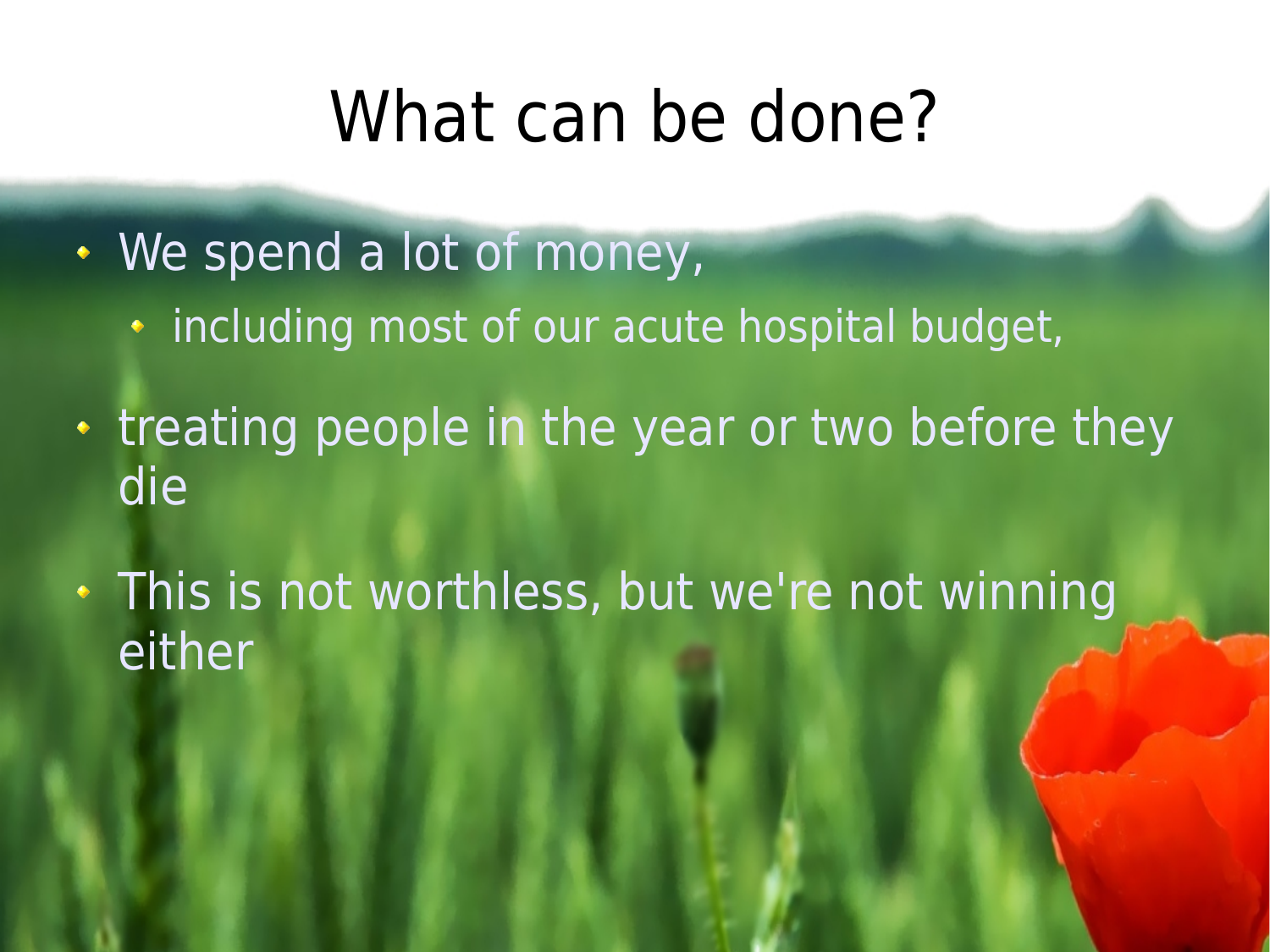# What can be done?

- We spend a lot of money,
  - including most of our acute hospital budget,
- treating people in the year or two before they die
- This is not worthless, but we're not winning either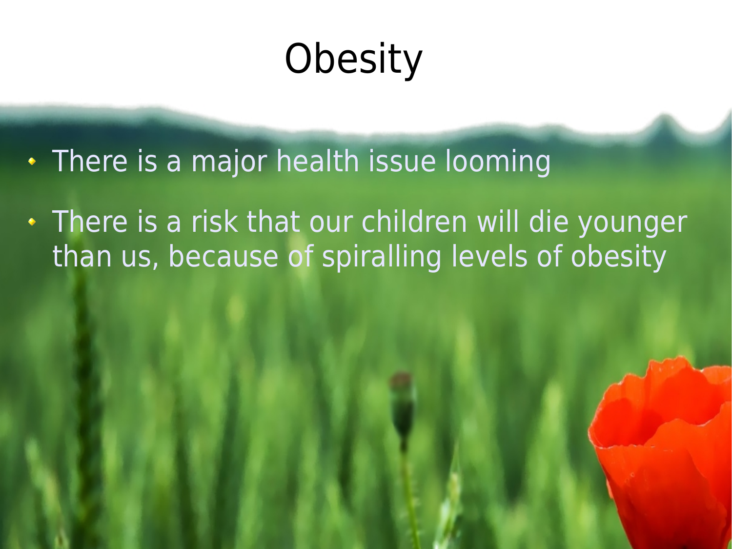# Obesity

- There is a major health issue looming
- There is a risk that our children will die younger than us, because of spiralling levels of obesity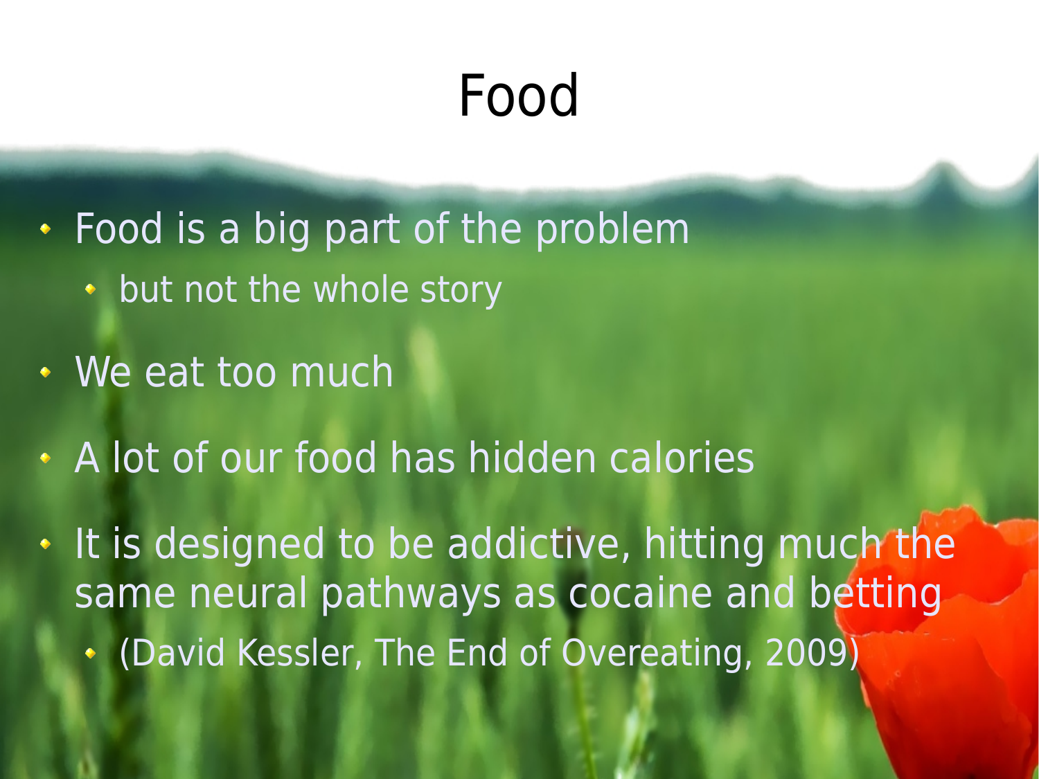# Food

- Food is a big part of the problem
  - but not the whole story
- We eat too much
- A lot of our food has hidden calories
- It is designed to be addictive, hitting much the same neural pathways as cocaine and betting
  - (David Kessler, The End of Overeating, 2009)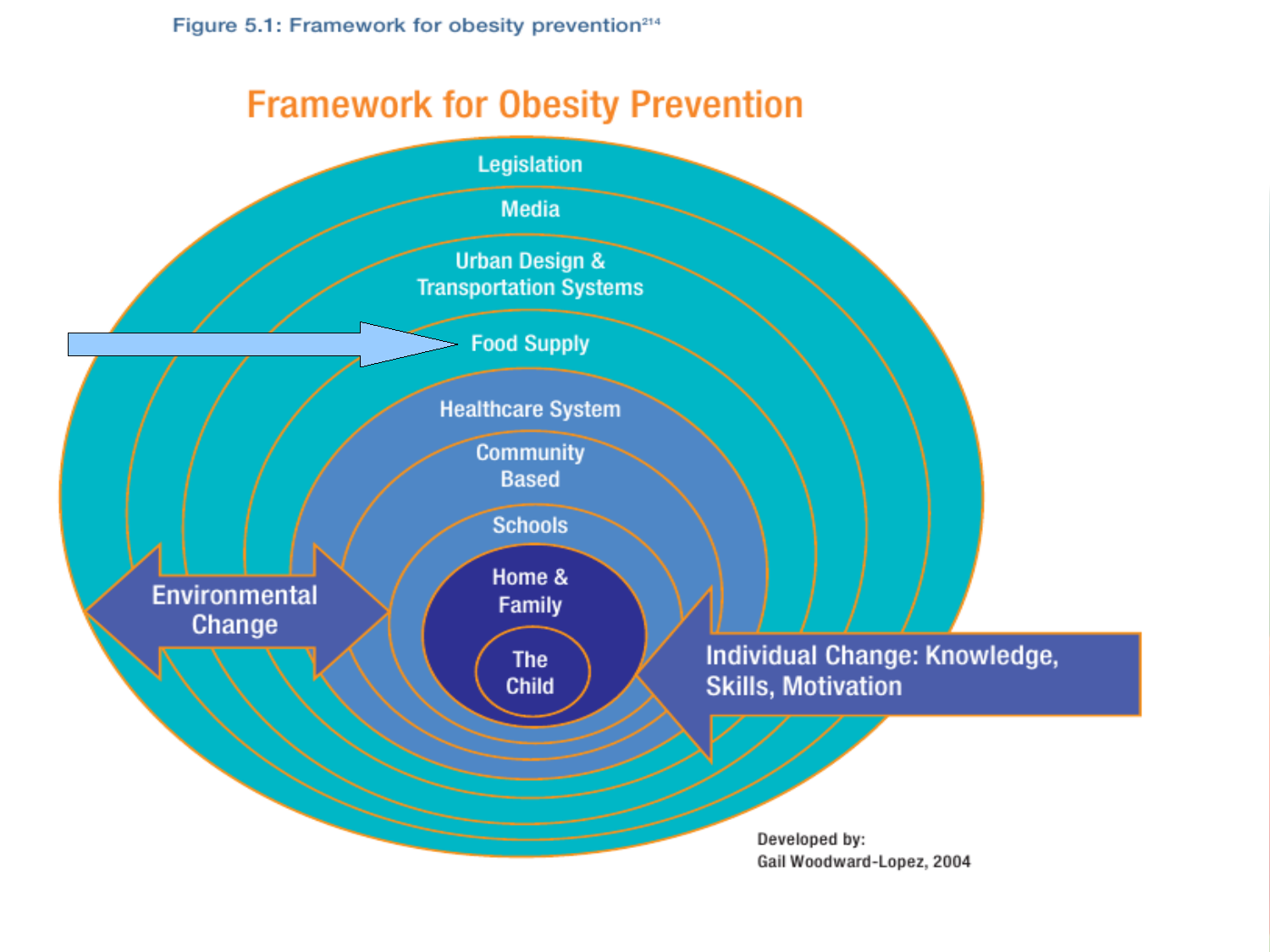Figure 5.1: Framework for obesity prevention[214]

# Framework for Obesity Prevention

- Legislation
- Media
- Urban Design & Transportation Systems
- Food Supply
- Healthcare System
- Community Based
- Schools
- Home & Family
- The Child

Environmental Change

Individual Change: Knowledge, Skills, Motivation

Developed by:
Gail Woodward-Lopez, 2004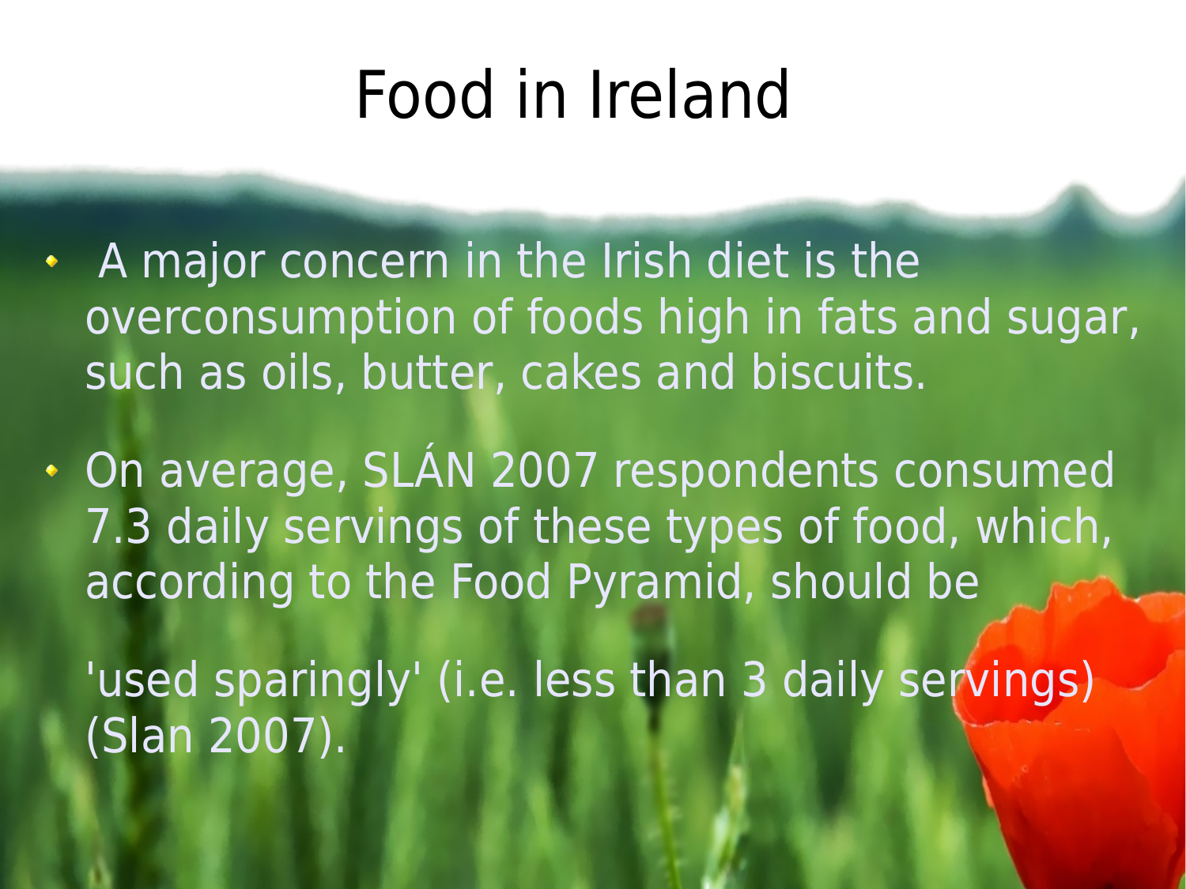# Food in Ireland

- A major concern in the Irish diet is the overconsumption of foods high in fats and sugar, such as oils, butter, cakes and biscuits.
- On average, SLÁN 2007 respondents consumed 7.3 daily servings of these types of food, which, according to the Food Pyramid, should be

  'used sparingly' (i.e. less than 3 daily servings) (Slan 2007).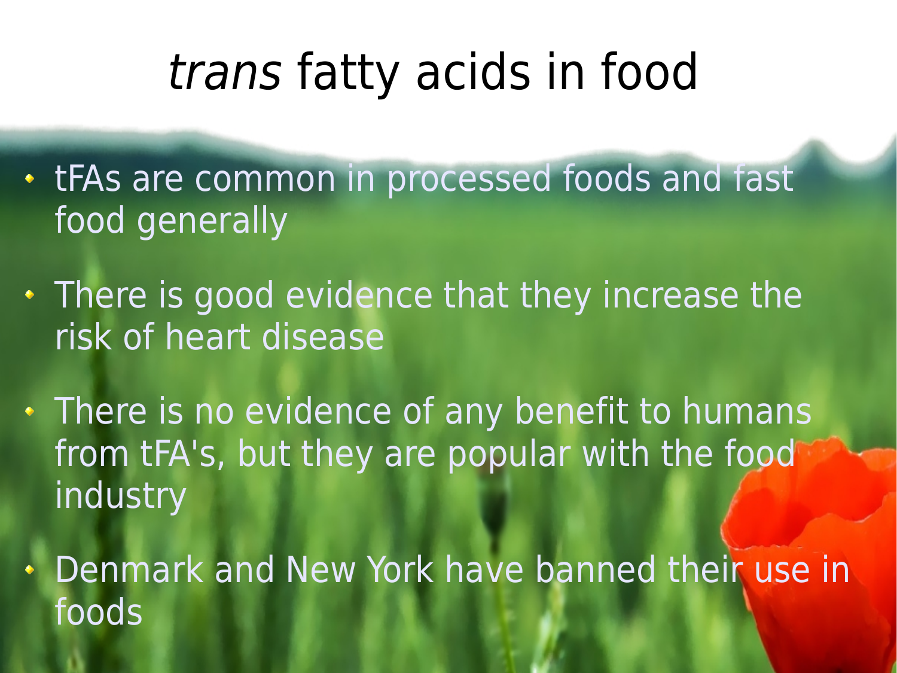# *trans* fatty acids in food

- tFAs are common in processed foods and fast food generally
- There is good evidence that they increase the risk of heart disease
- There is no evidence of any benefit to humans from tFA's, but they are popular with the food industry
- Denmark and New York have banned their use in foods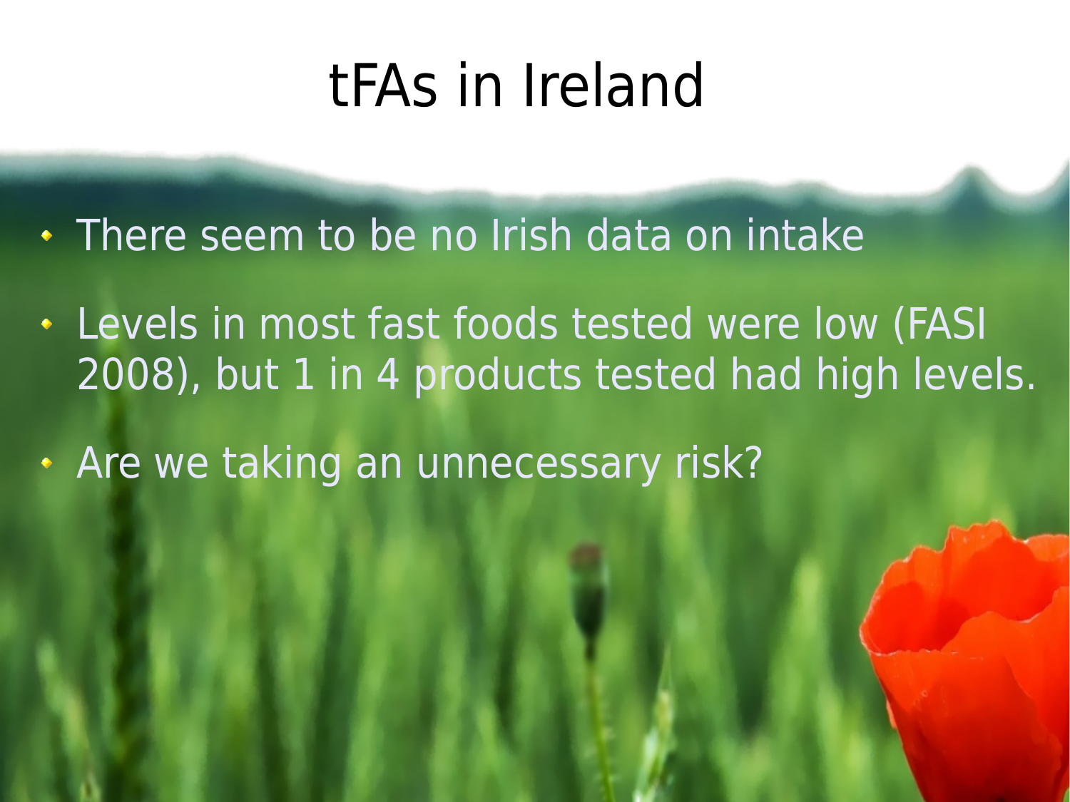# tFAs in Ireland

- There seem to be no Irish data on intake
- Levels in most fast foods tested were low (FASI 2008), but 1 in 4 products tested had high levels.
- Are we taking an unnecessary risk?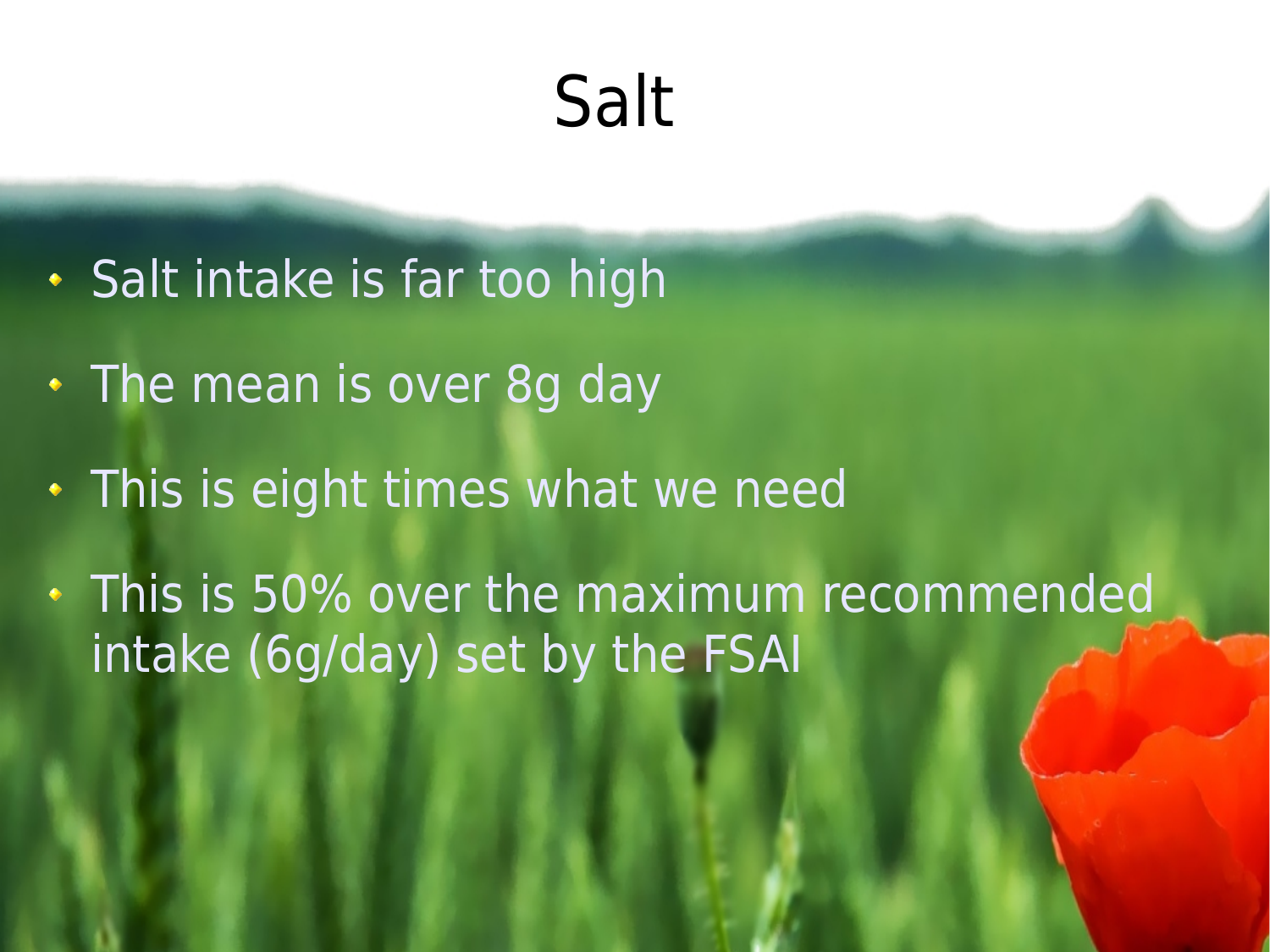# Salt

- Salt intake is far too high
- The mean is over 8g day
- This is eight times what we need
- This is 50% over the maximum recommended intake (6g/day) set by the FSAI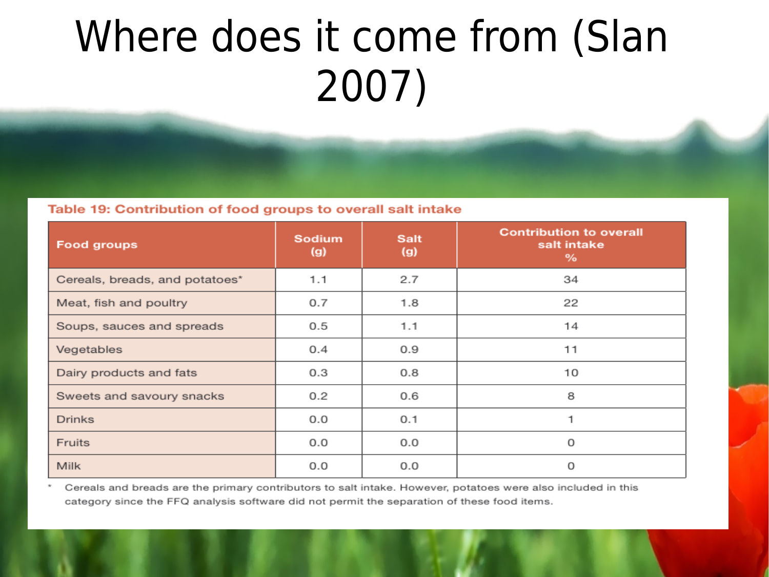# Where does it come from (Slan 2007)

**Table 19: Contribution of food groups to overall salt intake**

| Food groups | Sodium (g) | Salt (g) | Contribution to overall salt intake % |
|---|---|---|---|
| Cereals, breads, and potatoes* | 1.1 | 2.7 | 34 |
| Meat, fish and poultry | 0.7 | 1.8 | 22 |
| Soups, sauces and spreads | 0.5 | 1.1 | 14 |
| Vegetables | 0.4 | 0.9 | 11 |
| Dairy products and fats | 0.3 | 0.8 | 10 |
| Sweets and savoury snacks | 0.2 | 0.6 | 8 |
| Drinks | 0.0 | 0.1 | 1 |
| Fruits | 0.0 | 0.0 | 0 |
| Milk | 0.0 | 0.0 | 0 |

\* Cereals and breads are the primary contributors to salt intake. However, potatoes were also included in this category since the FFQ analysis software did not permit the separation of these food items.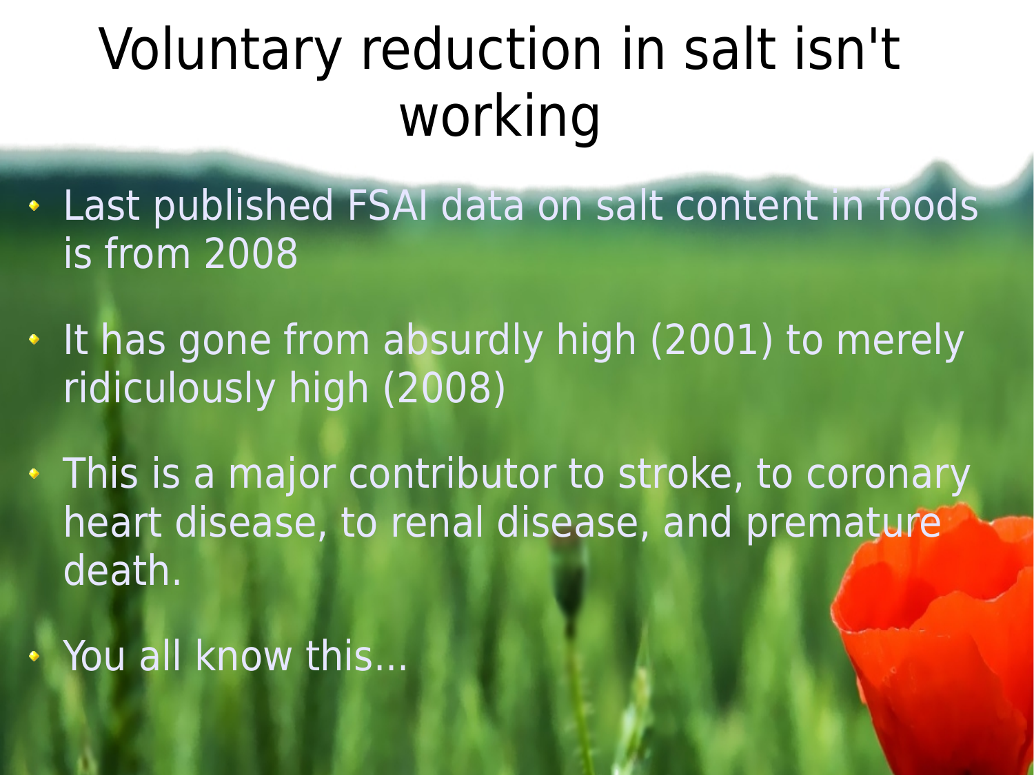# Voluntary reduction in salt isn't working

- Last published FSAI data on salt content in foods is from 2008
- It has gone from absurdly high (2001) to merely ridiculously high (2008)
- This is a major contributor to stroke, to coronary heart disease, to renal disease, and premature death.
- You all know this...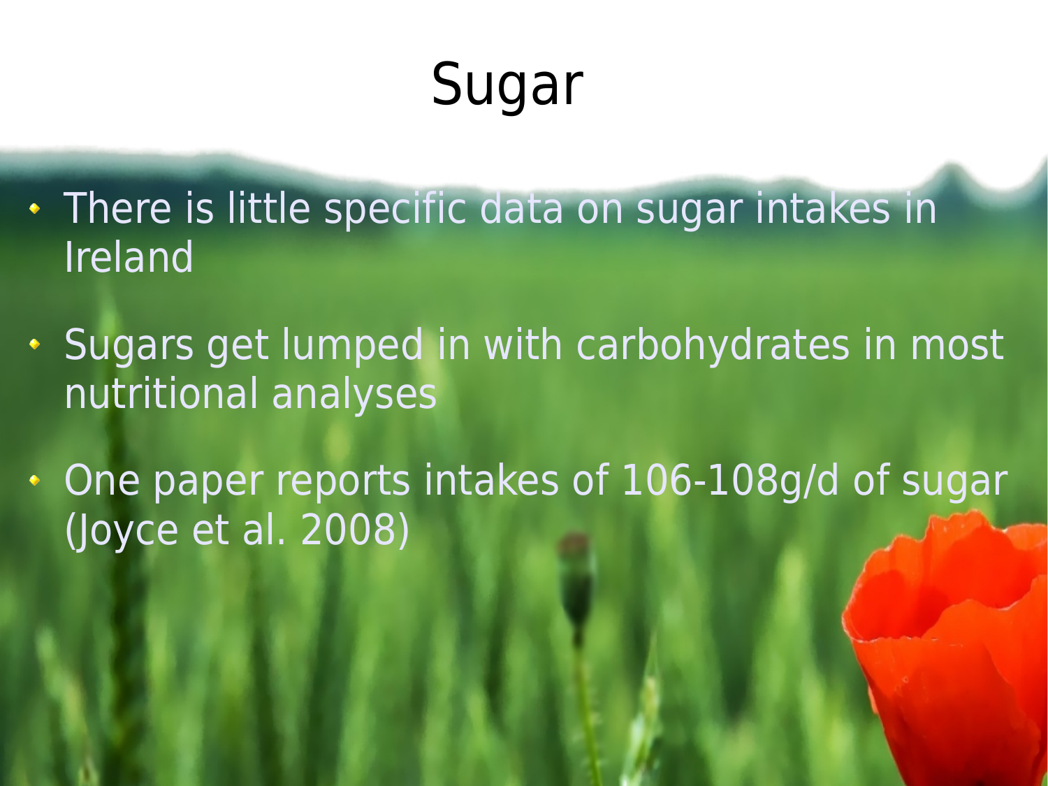# Sugar

- There is little specific data on sugar intakes in Ireland
- Sugars get lumped in with carbohydrates in most nutritional analyses
- One paper reports intakes of 106-108g/d of sugar (Joyce et al. 2008)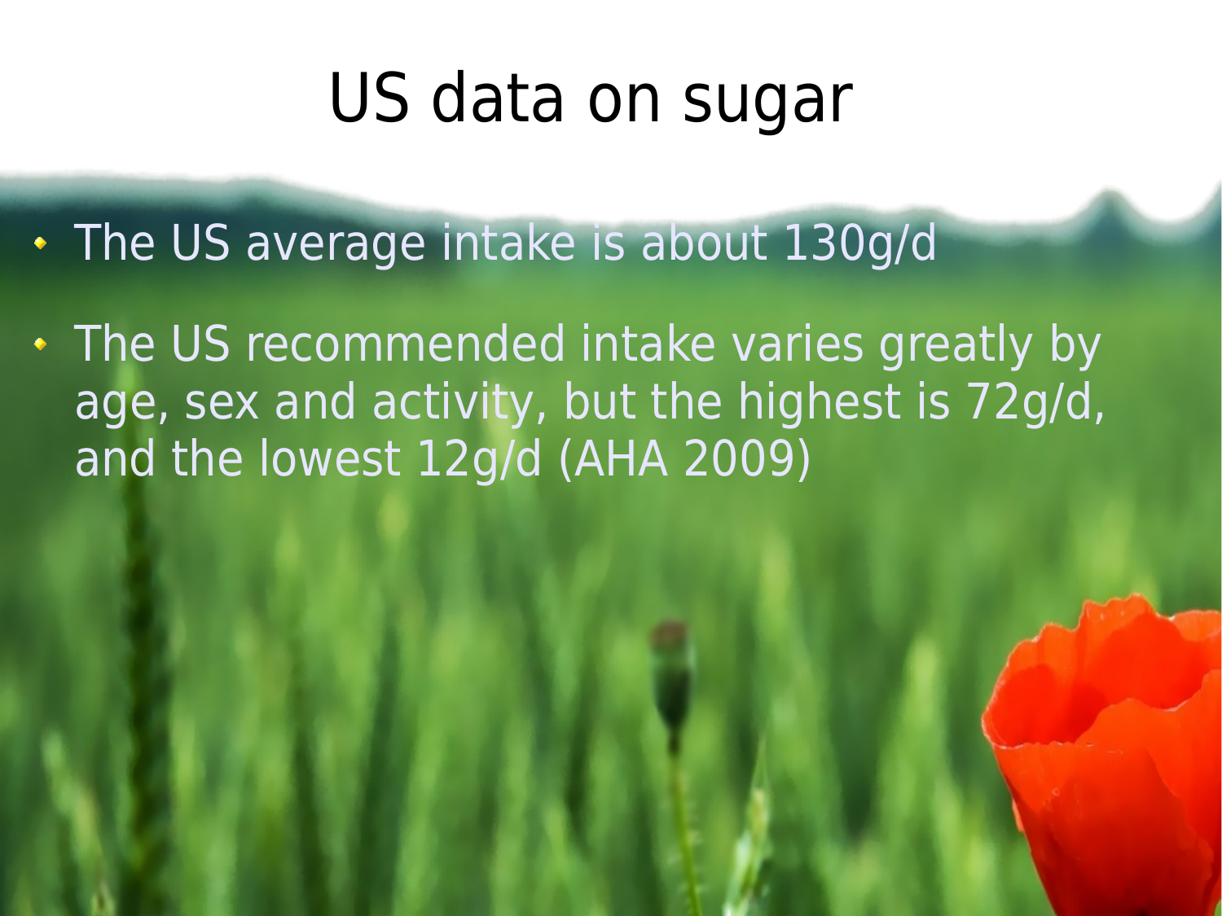# US data on sugar

- The US average intake is about 130g/d
- The US recommended intake varies greatly by age, sex and activity, but the highest is 72g/d, and the lowest 12g/d (AHA 2009)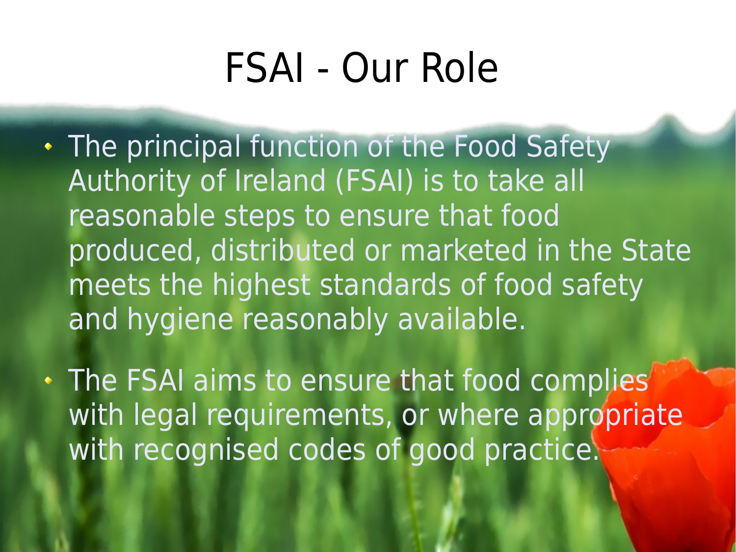# FSAI - Our Role

- The principal function of the Food Safety Authority of Ireland (FSAI) is to take all reasonable steps to ensure that food produced, distributed or marketed in the State meets the highest standards of food safety and hygiene reasonably available.
- The FSAI aims to ensure that food complies with legal requirements, or where appropriate with recognised codes of good practice.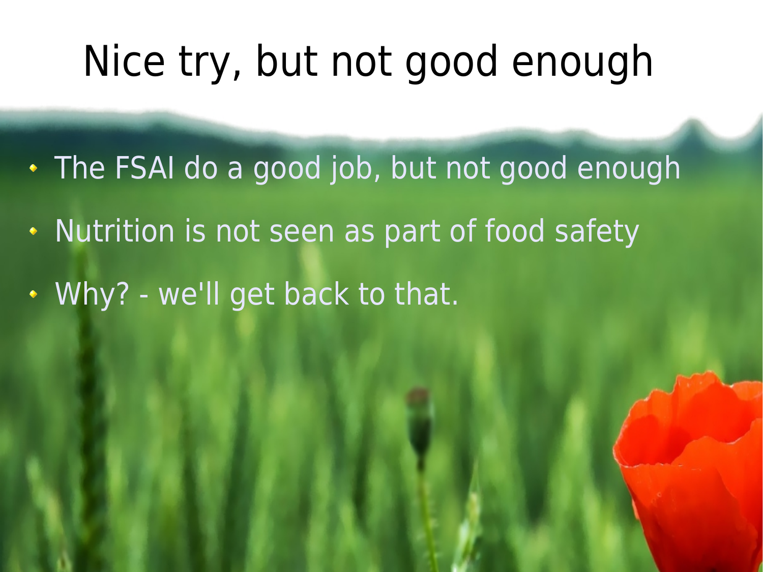# Nice try, but not good enough

- The FSAI do a good job, but not good enough
- Nutrition is not seen as part of food safety
- Why? - we'll get back to that.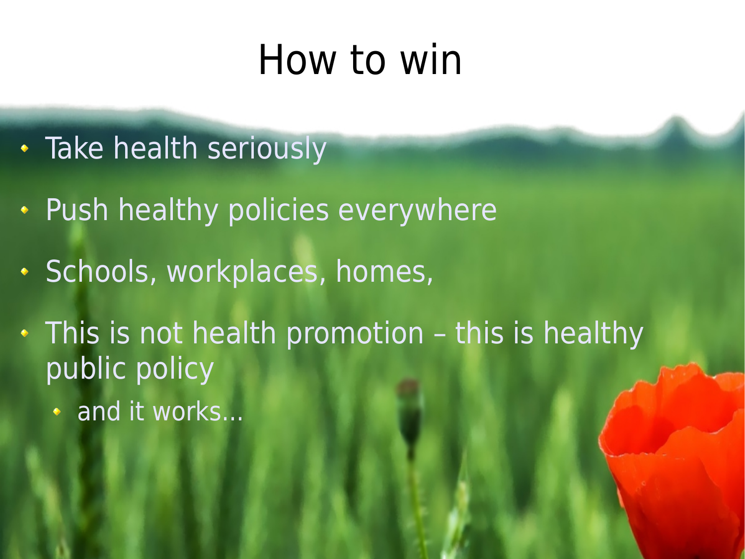# How to win

- Take health seriously
- Push healthy policies everywhere
- Schools, workplaces, homes,
- This is not health promotion – this is healthy public policy
  - and it works...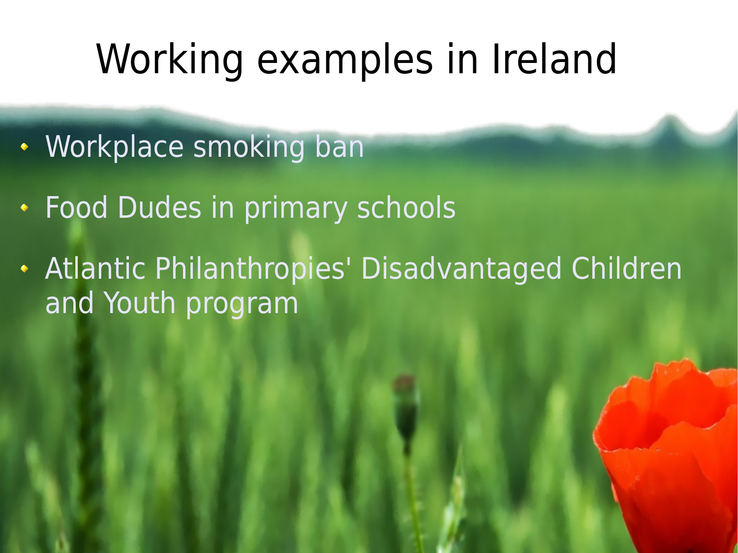# Working examples in Ireland

- Workplace smoking ban
- Food Dudes in primary schools
- Atlantic Philanthropies' Disadvantaged Children and Youth program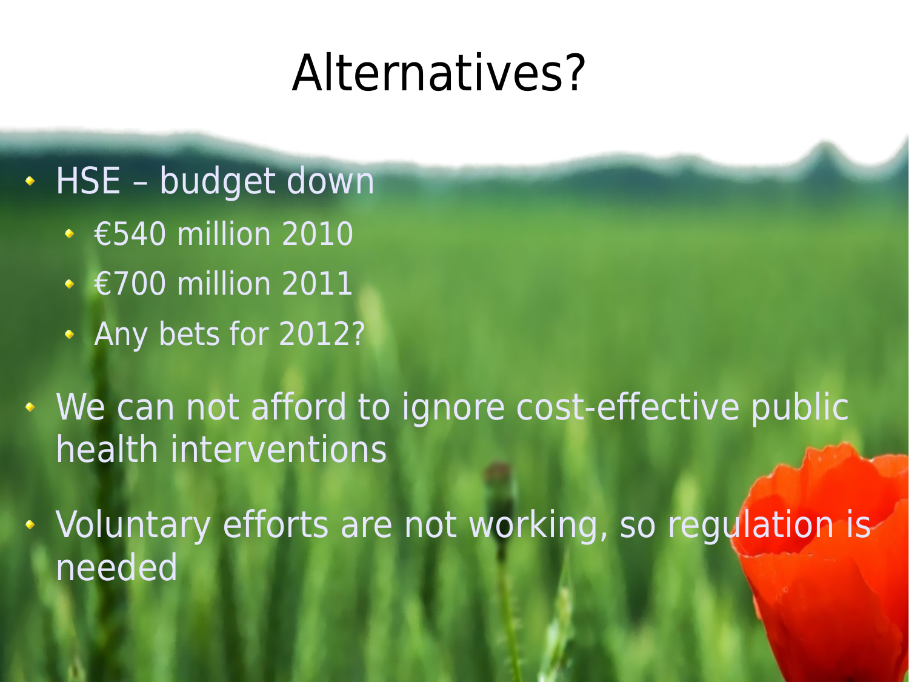# Alternatives?

- HSE – budget down
  - €540 million 2010
  - €700 million 2011
  - Any bets for 2012?
- We can not afford to ignore cost-effective public health interventions
- Voluntary efforts are not working, so regulation is needed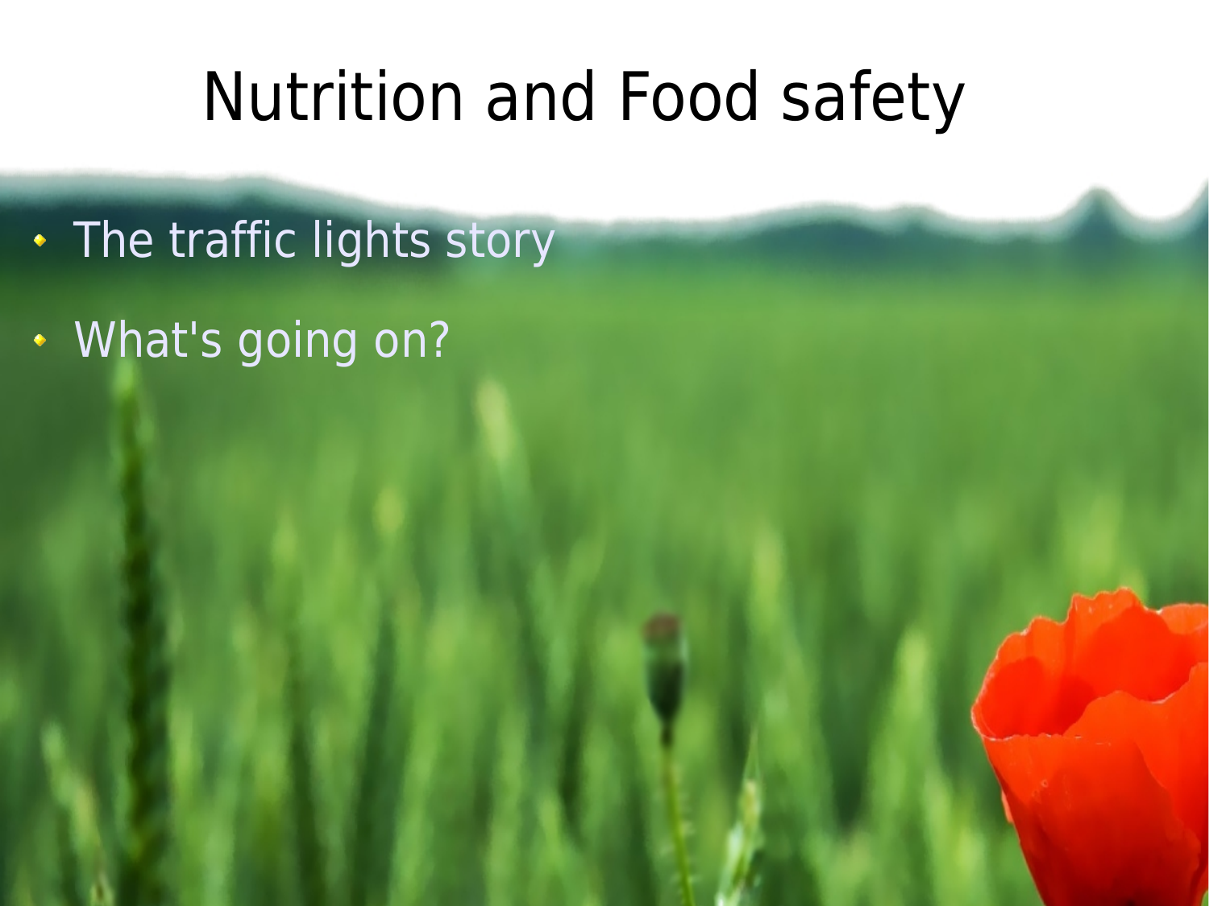# Nutrition and Food safety

- The traffic lights story
- What's going on?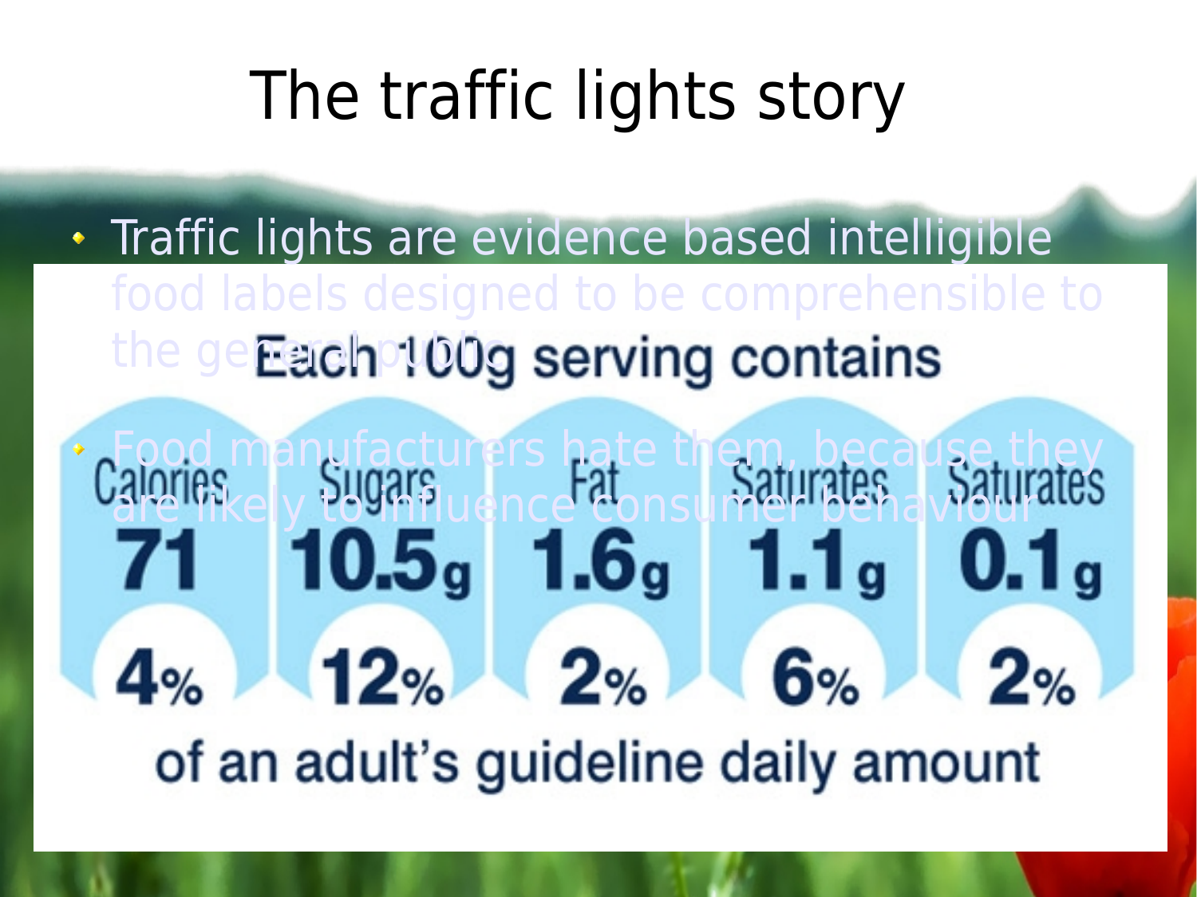# The traffic lights story

- Traffic lights are evidence based intelligible food labels designed to be comprehensible to the general public
- Food manufacturers hate them, because they are likely to influence consumer behaviour

Each 100g serving contains

| Calories | Sugars | Fat | Saturates | Saturates |
|---|---|---|---|---|
| 71 | 10.5g | 1.6g | 1.1g | 0.1g |
| 4% | 12% | 2% | 6% | 2% |

of an adult's guideline daily amount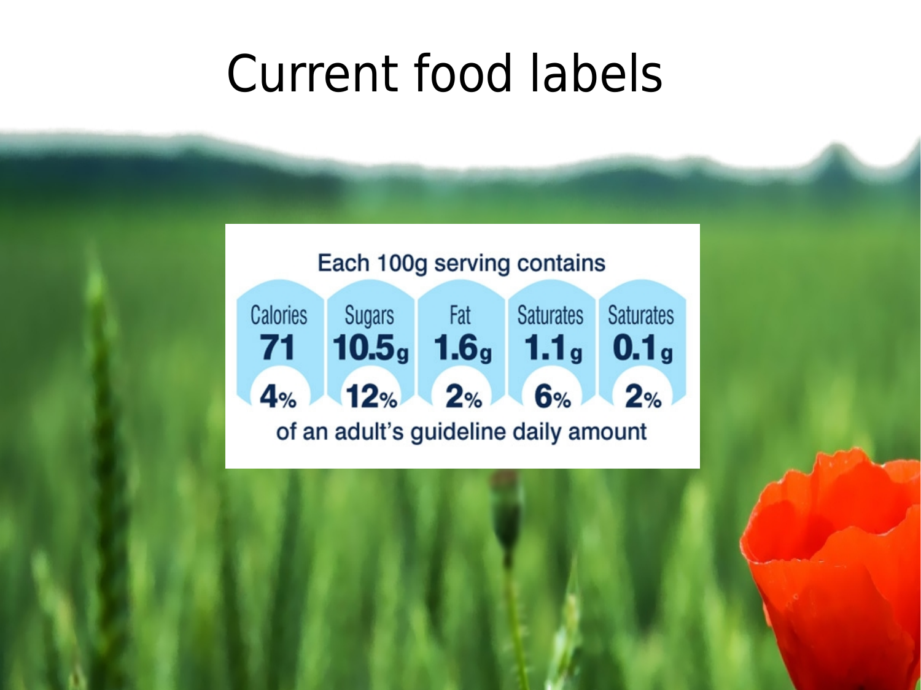# Current food labels

Each 100g serving contains

| Calories | Sugars | Fat | Saturates | Saturates |
| --- | --- | --- | --- | --- |
| 71 | 10.5g | 1.6g | 1.1g | 0.1g |
| 4% | 12% | 2% | 6% | 2% |

of an adult's guideline daily amount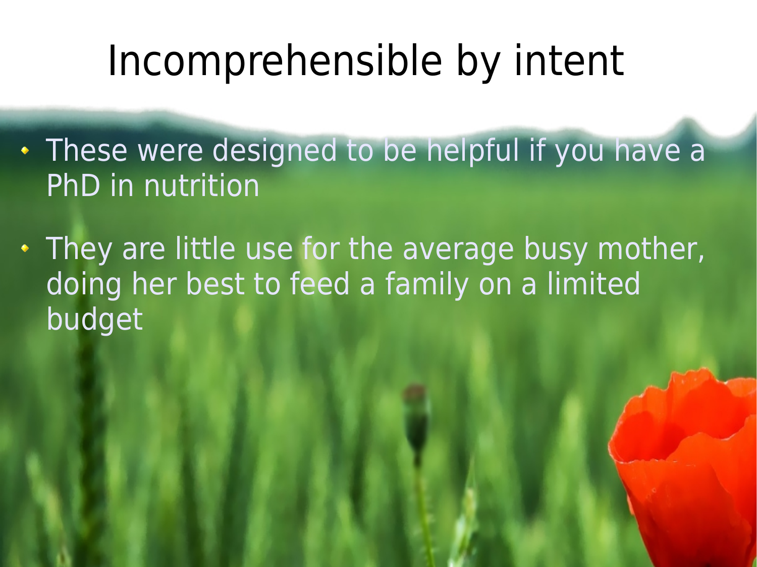# Incomprehensible by intent

- These were designed to be helpful if you have a PhD in nutrition
- They are little use for the average busy mother, doing her best to feed a family on a limited budget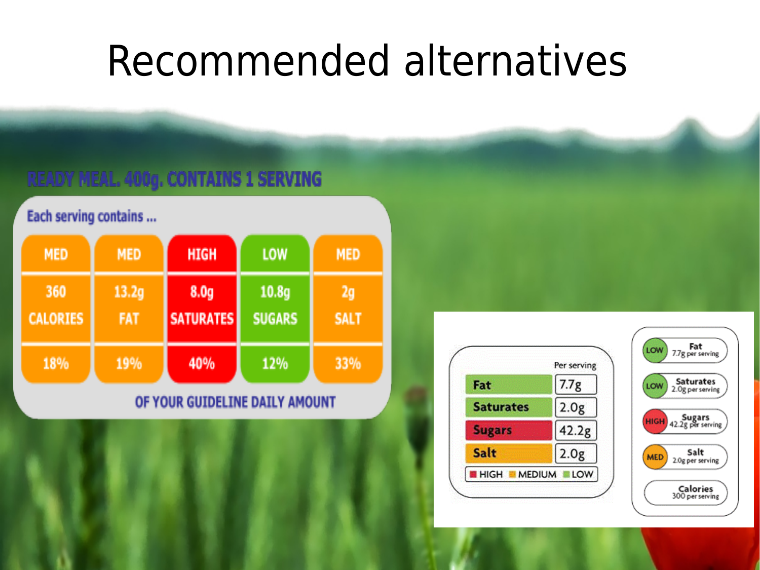# Recommended alternatives

**READY MEAL. 400g. CONTAINS 1 SERVING**

Each serving contains ...

| MED | MED | HIGH | LOW | MED |
|---|---|---|---|---|
| 360 CALORIES | 13.2g FAT | 8.0g SATURATES | 10.8g SUGARS | 2g SALT |
| 18% | 19% | 40% | 12% | 33% |

OF YOUR GUIDELINE DAILY AMOUNT

| | Per serving |
|---|---|
| Fat | 7.7g |
| Saturates | 2.0g |
| Sugars | 42.2g |
| Salt | 2.0g |

HIGH MEDIUM LOW

| Level | Nutrient | Per serving |
|---|---|---|
| LOW | Fat | 7.7g per serving |
| LOW | Saturates | 2.0g per serving |
| HIGH | Sugars | 42.2g per serving |
| MED | Salt | 2.0g per serving |
| | Calories | 300 per serving |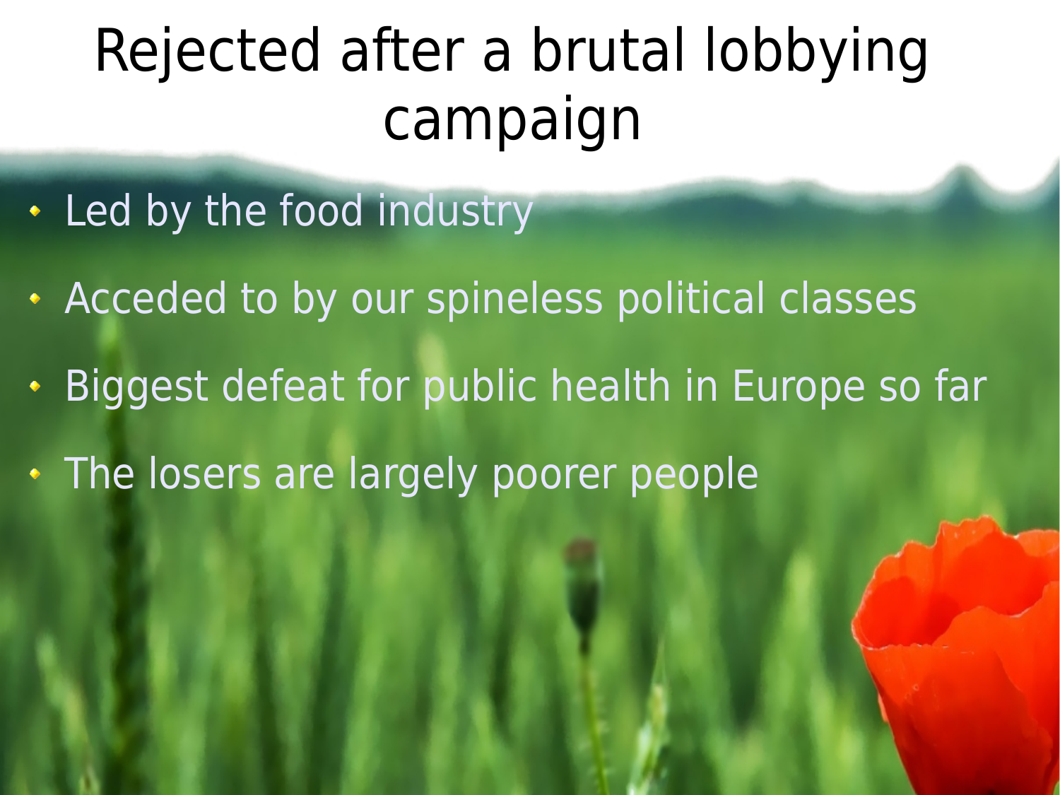# Rejected after a brutal lobbying campaign

- Led by the food industry
- Acceded to by our spineless political classes
- Biggest defeat for public health in Europe so far
- The losers are largely poorer people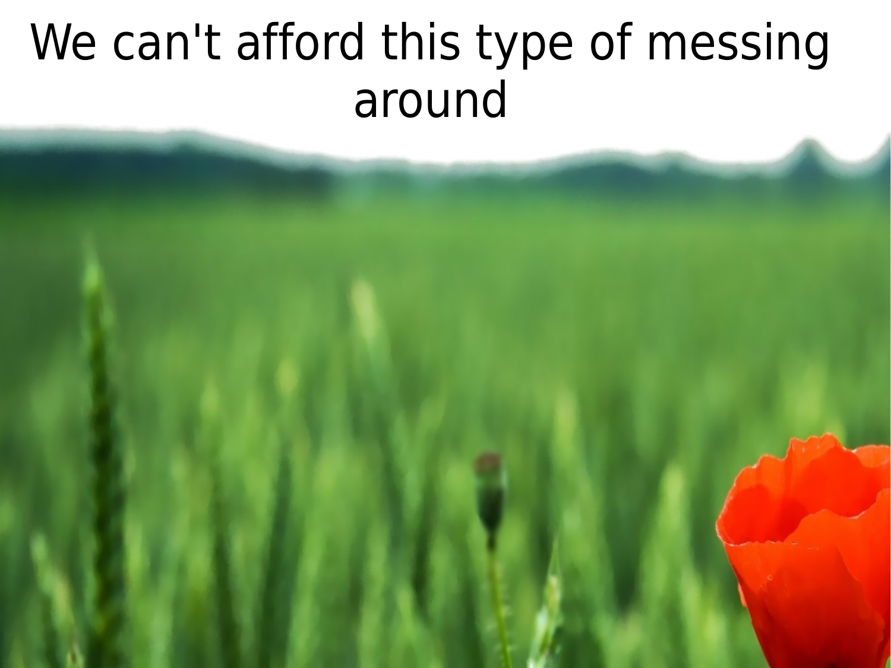# We can't afford this type of messing around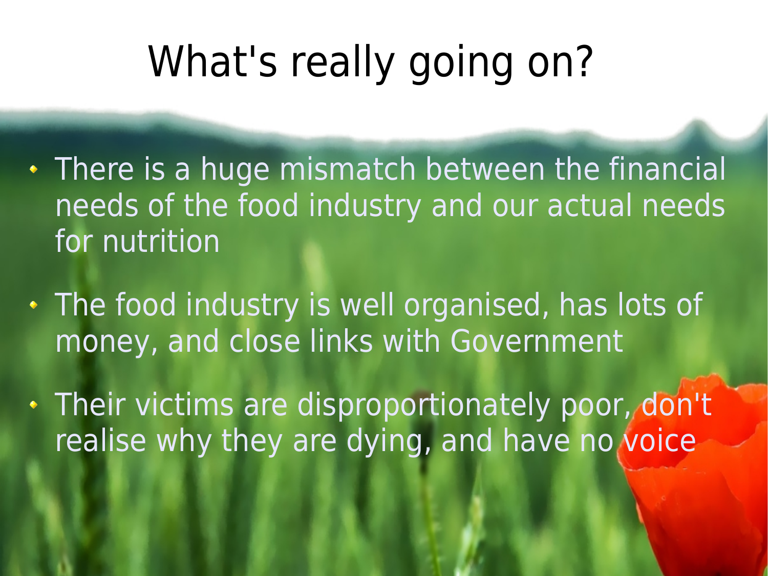# What's really going on?

- There is a huge mismatch between the financial needs of the food industry and our actual needs for nutrition
- The food industry is well organised, has lots of money, and close links with Government
- Their victims are disproportionately poor, don't realise why they are dying, and have no voice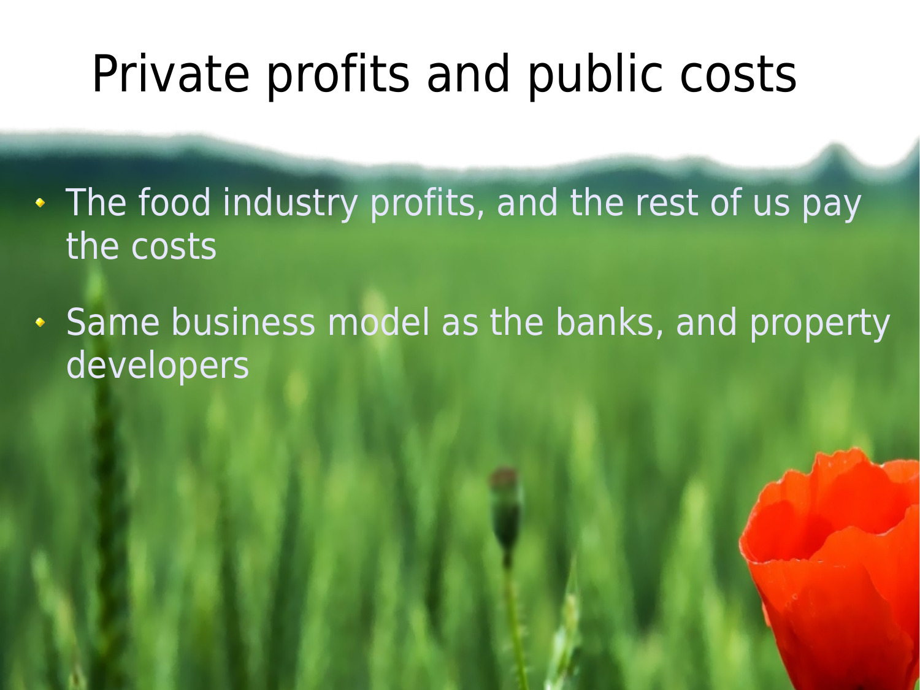# Private profits and public costs

- The food industry profits, and the rest of us pay the costs
- Same business model as the banks, and property developers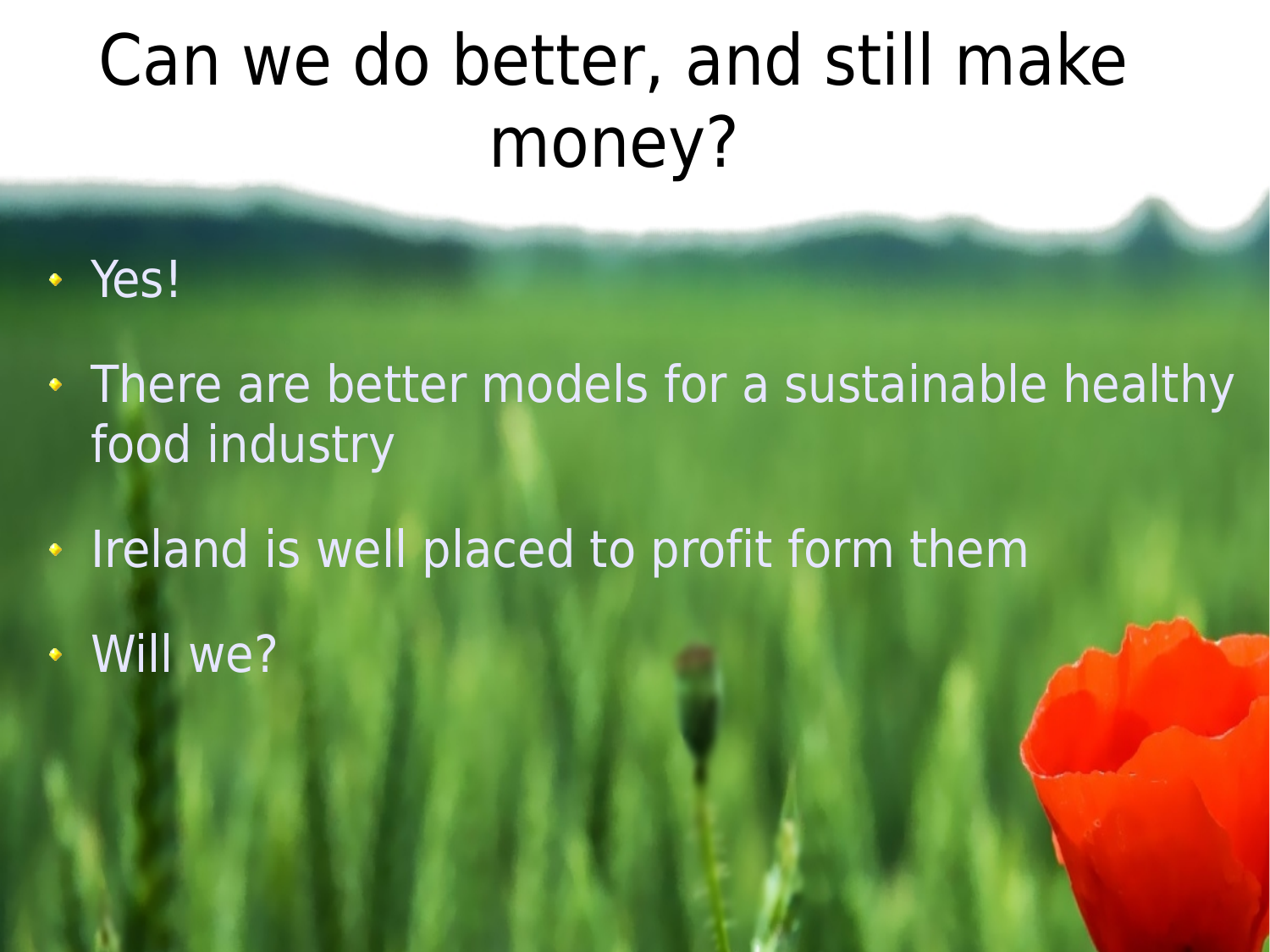# Can we do better, and still make money?

- Yes!
- There are better models for a sustainable healthy food industry
- Ireland is well placed to profit form them
- Will we?